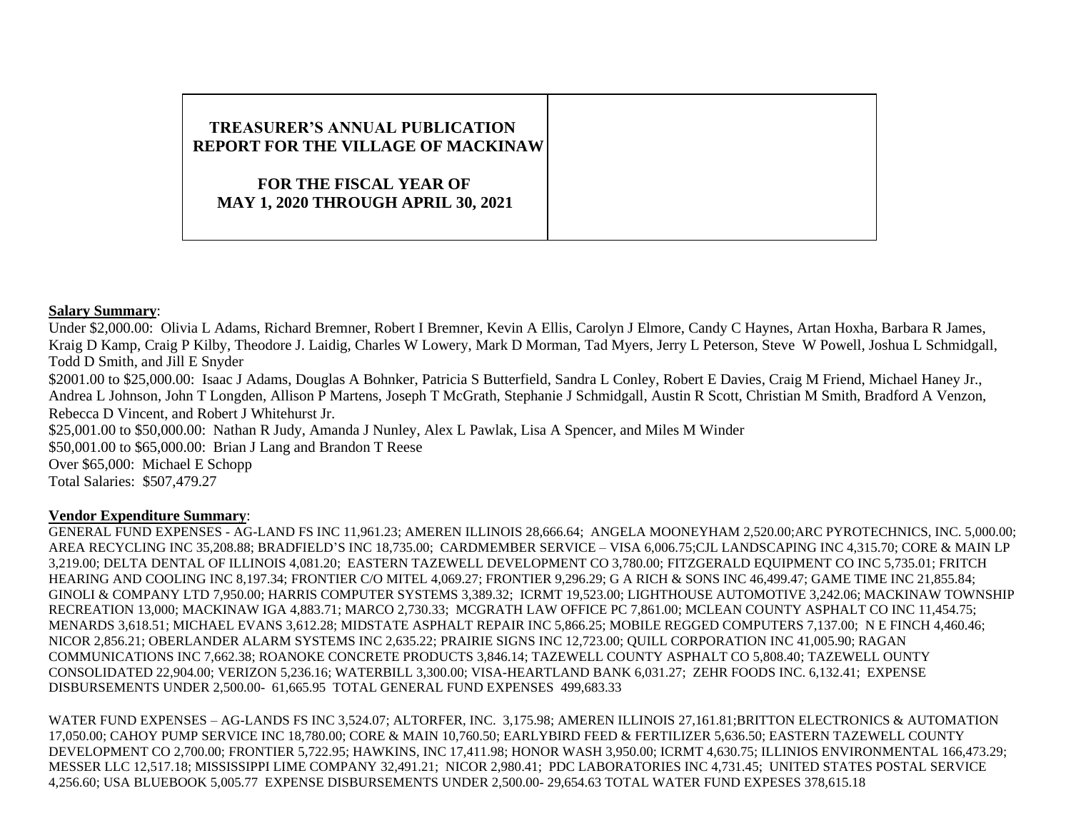**TREASURER'S ANNUAL PUBLICATION REPORT FOR THE VILLAGE OF MACKINAW**

**FOR THE FISCAL YEAR OF MAY 1, 2020 THROUGH APRIL 30, 2021**

**Salary Summary**:

Under $2,000.00: Olivia L Adams, Richard Bremner, Robert I Bremner, Kevin A Ellis, Carolyn J Elmore, Candy C Haynes, Artan Hoxha, Barbara R James, Kraig D Kamp, Craig P Kilby, Theodore J. Laidig, Charles W Lowery, Mark D Morman, Tad Myers, Jerry L Peterson, Steve W Powell, Joshua L Schmidgall, Todd D Smith, and Jill E Snyder

$2001.00 to $25,000.00: Isaac J Adams, Douglas A Bohnker, Patricia S Butterfield, Sandra L Conley, Robert E Davies, Craig M Friend, Michael Haney Jr., Andrea L Johnson, John T Longden, Allison P Martens, Joseph T McGrath, Stephanie J Schmidgall, Austin R Scott, Christian M Smith, Bradford A Venzon, Rebecca D Vincent, and Robert J Whitehurst Jr.

$25,001.00 to $50,000.00: Nathan R Judy, Amanda J Nunley, Alex L Pawlak, Lisa A Spencer, and Miles M Winder

$50,001.00 to $65,000.00: Brian J Lang and Brandon T Reese

Over $65,000: Michael E Schopp

Total Salaries: $507,479.27

**Vendor Expenditure Summary**:

GENERAL FUND EXPENSES - AG-LAND FS INC 11,961.23; AMEREN ILLINOIS 28,666.64; ANGELA MOONEYHAM 2,520.00;ARC PYROTECHNICS, INC. 5,000.00; AREA RECYCLING INC 35,208.88; BRADFIELD'S INC 18,735.00; CARDMEMBER SERVICE – VISA 6,006.75;CJL LANDSCAPING INC 4,315.70; CORE & MAIN LP 3,219.00; DELTA DENTAL OF ILLINOIS 4,081.20; EASTERN TAZEWELL DEVELOPMENT CO 3,780.00; FITZGERALD EQUIPMENT CO INC 5,735.01; FRITCH HEARING AND COOLING INC 8,197.34; FRONTIER C/O MITEL 4,069.27; FRONTIER 9,296.29; G A RICH & SONS INC 46,499.47; GAME TIME INC 21,855.84; GINOLI & COMPANY LTD 7,950.00; HARRIS COMPUTER SYSTEMS 3,389.32; ICRMT 19,523.00; LIGHTHOUSE AUTOMOTIVE 3,242.06; MACKINAW TOWNSHIP RECREATION 13,000; MACKINAW IGA 4,883.71; MARCO 2,730.33; MCGRATH LAW OFFICE PC 7,861.00; MCLEAN COUNTY ASPHALT CO INC 11,454.75; MENARDS 3,618.51; MICHAEL EVANS 3,612.28; MIDSTATE ASPHALT REPAIR INC 5,866.25; MOBILE REGGED COMPUTERS 7,137.00; N E FINCH 4,460.46; NICOR 2,856.21; OBERLANDER ALARM SYSTEMS INC 2,635.22; PRAIRIE SIGNS INC 12,723.00; QUILL CORPORATION INC 41,005.90; RAGAN COMMUNICATIONS INC 7,662.38; ROANOKE CONCRETE PRODUCTS 3,846.14; TAZEWELL COUNTY ASPHALT CO 5,808.40; TAZEWELL OUNTY CONSOLIDATED 22,904.00; VERIZON 5,236.16; WATERBILL 3,300.00; VISA-HEARTLAND BANK 6,031.27; ZEHR FOODS INC. 6,132.41; EXPENSE DISBURSEMENTS UNDER 2,500.00- 61,665.95 TOTAL GENERAL FUND EXPENSES 499,683.33

WATER FUND EXPENSES – AG-LANDS FS INC 3,524.07; ALTORFER, INC. 3,175.98; AMEREN ILLINOIS 27,161.81;BRITTON ELECTRONICS & AUTOMATION 17,050.00; CAHOY PUMP SERVICE INC 18,780.00; CORE & MAIN 10,760.50; EARLYBIRD FEED & FERTILIZER 5,636.50; EASTERN TAZEWELL COUNTY DEVELOPMENT CO 2,700.00; FRONTIER 5,722.95; HAWKINS, INC 17,411.98; HONOR WASH 3,950.00; ICRMT 4,630.75; ILLINIOS ENVIRONMENTAL 166,473.29; MESSER LLC 12,517.18; MISSISSIPPI LIME COMPANY 32,491.21; NICOR 2,980.41; PDC LABORATORIES INC 4,731.45; UNITED STATES POSTAL SERVICE 4,256.60; USA BLUEBOOK 5,005.77 EXPENSE DISBURSEMENTS UNDER 2,500.00- 29,654.63 TOTAL WATER FUND EXPESES 378,615.18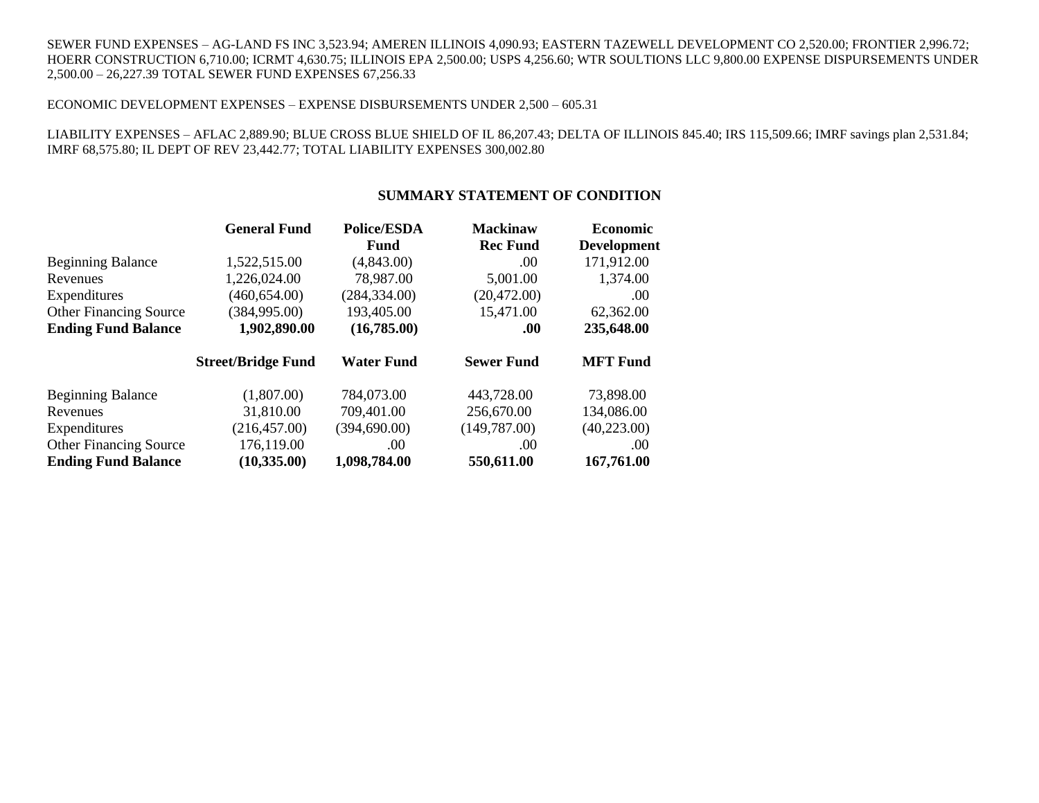SEWER FUND EXPENSES – AG-LAND FS INC 3,523.94; AMEREN ILLINOIS 4,090.93; EASTERN TAZEWELL DEVELOPMENT CO 2,520.00; FRONTIER 2,996.72; HOERR CONSTRUCTION 6,710.00; ICRMT 4,630.75; ILLINOIS EPA 2,500.00; USPS 4,256.60; WTR SOULTIONS LLC 9,800.00 EXPENSE DISPURSEMENTS UNDER 2,500.00 – 26,227.39 TOTAL SEWER FUND EXPENSES 67,256.33

ECONOMIC DEVELOPMENT EXPENSES – EXPENSE DISBURSEMENTS UNDER 2,500 – 605.31

LIABILITY EXPENSES – AFLAC 2,889.90; BLUE CROSS BLUE SHIELD OF IL 86,207.43; DELTA OF ILLINOIS 845.40; IRS 115,509.66; IMRF savings plan 2,531.84; IMRF 68,575.80; IL DEPT OF REV 23,442.77; TOTAL LIABILITY EXPENSES 300,002.80

## SUMMARY STATEMENT OF CONDITION

| | **General Fund** | **Police/ESDA Fund** | **Mackinaw Rec Fund** | **Economic Development** |
|---|---|---|---|---|
| Beginning Balance | 1,522,515.00 | (4,843.00) | .00 | 171,912.00 |
| Revenues | 1,226,024.00 | 78,987.00 | 5,001.00 | 1,374.00 |
| Expenditures | (460,654.00) | (284,334.00) | (20,472.00) | .00 |
| Other Financing Source | (384,995.00) | 193,405.00 | 15,471.00 | 62,362.00 |
| **Ending Fund Balance** | **1,902,890.00** | **(16,785.00)** | **.00** | **235,648.00** |

| | **Street/Bridge Fund** | **Water Fund** | **Sewer Fund** | **MFT Fund** |
|---|---|---|---|---|
| Beginning Balance | (1,807.00) | 784,073.00 | 443,728.00 | 73,898.00 |
| Revenues | 31,810.00 | 709,401.00 | 256,670.00 | 134,086.00 |
| Expenditures | (216,457.00) | (394,690.00) | (149,787.00) | (40,223.00) |
| Other Financing Source | 176,119.00 | .00 | .00 | .00 |
| **Ending Fund Balance** | **(10,335.00)** | **1,098,784.00** | **550,611.00** | **167,761.00** |